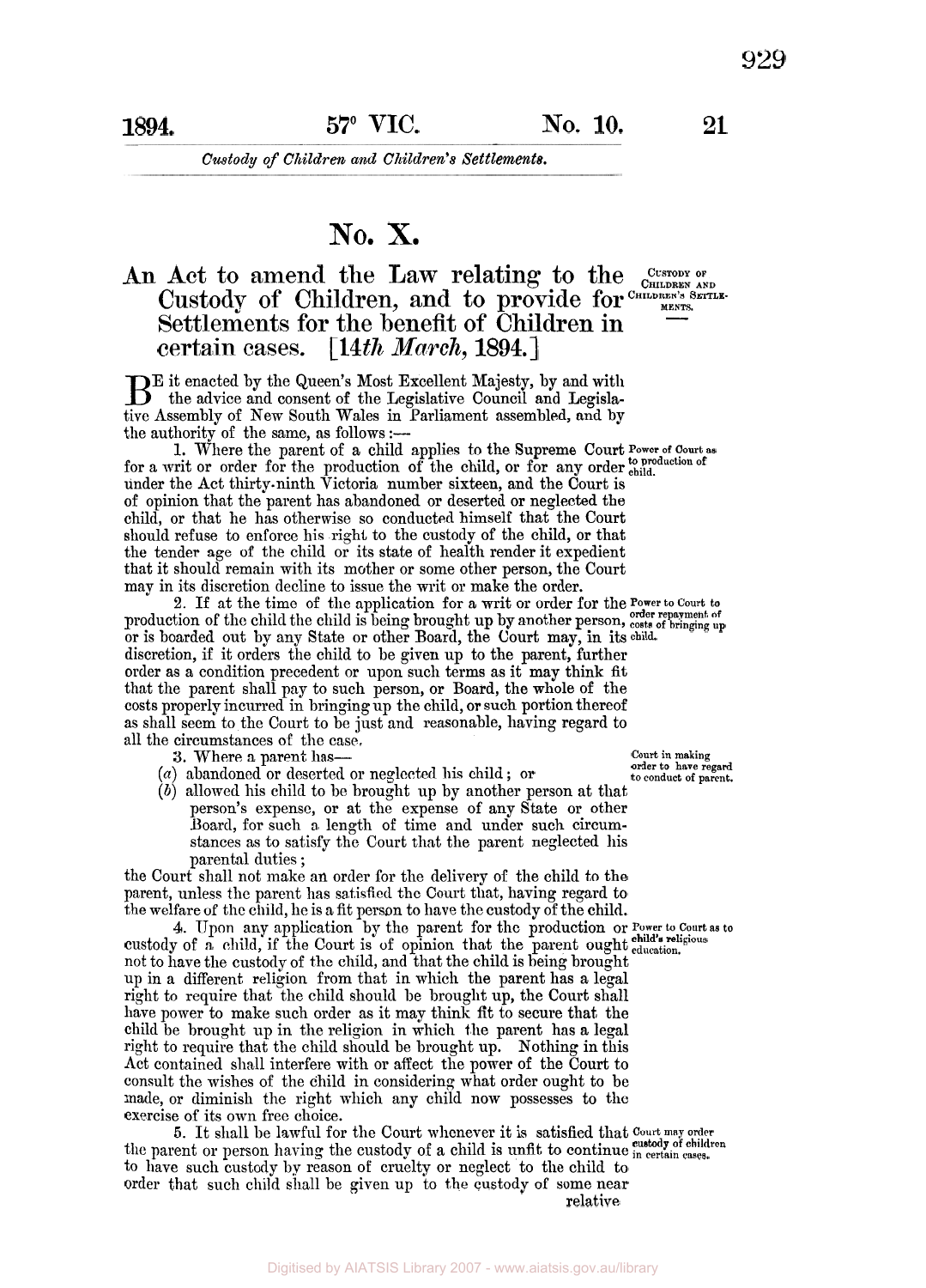# No. X.

## An Act to amend the Law relating to the Custody of Children, and to provide for Settlements for the benefit of Children in certain cases. [*14th March*, 1894.]

CUSTODY OF CHILDREN AND CHILDREN'S SETTLEMENTS.

BE it enacted by the Queen's Most Excellent Majesty, by and with the advice and consent of the Legislative Council and Legislative Assembly of New South Wales in Parliament assembled, and by the authority of the same, as follows:—

*Power of Court as to production of child.*

1. Where the parent of a child applies to the Supreme Court for a writ or order for the production of the child, or for any order under the Act thirty-ninth Victoria number sixteen, and the Court is of opinion that the parent has abandoned or deserted or neglected the child, or that he has otherwise so conducted himself that the Court should refuse to enforce his right to the custody of the child, or that the tender age of the child or its state of health render it expedient that it should remain with its mother or some other person, the Court may in its discretion decline to issue the writ or make the order.

*Power to Court to order repayment of costs of bringing up child.*

2. If at the time of the application for a writ or order for the production of the child the child is being brought up by another person, or is boarded out by any State or other Board, the Court may, in its discretion, if it orders the child to be given up to the parent, further order as a condition precedent or upon such terms as it may think fit that the parent shall pay to such person, or Board, the whole of the costs properly incurred in bringing up the child, or such portion thereof as shall seem to the Court to be just and reasonable, having regard to all the circumstances of the case.

*Court in making order to have regard to conduct of parent.*

3. Where a parent has—

(*a*) abandoned or deserted or neglected his child; or

(*b*) allowed his child to be brought up by another person at that person's expense, or at the expense of any State or other Board, for such a length of time and under such circumstances as to satisfy the Court that the parent neglected his parental duties;

the Court shall not make an order for the delivery of the child to the parent, unless the parent has satisfied the Court that, having regard to the welfare of the child, he is a fit person to have the custody of the child.

*Power to Court as to child's religious education.*

4. Upon any application by the parent for the production or custody of a child, if the Court is of opinion that the parent ought not to have the custody of the child, and that the child is being brought up in a different religion from that in which the parent has a legal right to require that the child should be brought up, the Court shall have power to make such order as it may think fit to secure that the child be brought up in the religion in which the parent has a legal right to require that the child should be brought up. Nothing in this Act contained shall interfere with or affect the power of the Court to consult the wishes of the child in considering what order ought to be made, or diminish the right which any child now possesses to the exercise of its own free choice.

*Court may order custody of children in certain cases.*

5. It shall be lawful for the Court whenever it is satisfied that the parent or person having the custody of a child is unfit to continue to have such custody by reason of cruelty or neglect to the child to order that such child shall be given up to the custody of some near relative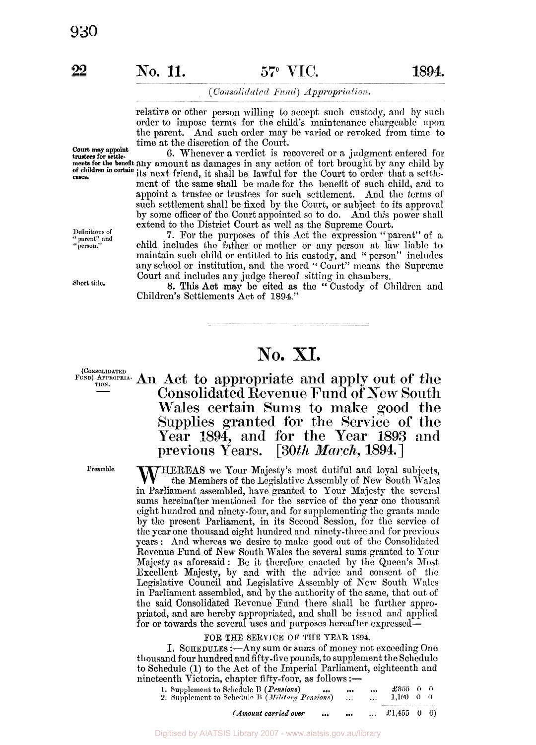(*Consolidated Fund*) *Appropriation.*

relative or other person willing to accept such custody, and by such order to impose terms for the child's maintenance chargeable upon the parent. And such order may be varied or revoked from time to time at the discretion of the Court.

**Court may appoint trustees for settlements for the benefit of children in certain cases.**

6. Whenever a verdict is recovered or a judgment entered for any amount as damages in any action of tort brought by any child by its next friend, it shall be lawful for the Court to order that a settlement of the same shall be made for the benefit of such child, and to appoint a trustee or trustees for such settlement. And the terms of such settlement shall be fixed by the Court, or subject to its approval by some officer of the Court appointed so to do. And this power shall extend to the District Court as well as the Supreme Court.

Definitions of "parent" and "person."

7. For the purposes of this Act the expression "parent" of a child includes the father or mother or any person at law liable to maintain such child or entitled to his custody, and "person" includes any school or institution, and the word "Court" means the Supreme Court and includes any judge thereof sitting in chambers.

Short title.

8. This Act may be cited as the "Custody of Children and Children's Settlements Act of 1894."

---

# No. XI.

(CONSOLIDATED FUND) APPROPRIATION.

## An Act to appropriate and apply out of the Consolidated Revenue Fund of New South Wales certain Sums to make good the Supplies granted for the Service of the Year 1894, and for the Year 1893 and previous Years. [*30th March*, 1894.]

Preamble.

WHEREAS we Your Majesty's most dutiful and loyal subjects, the Members of the Legislative Assembly of New South Wales in Parliament assembled, have granted to Your Majesty the several sums hereinafter mentioned for the service of the year one thousand eight hundred and ninety-four, and for supplementing the grants made by the present Parliament, in its Second Session, for the service of the year one thousand eight hundred and ninety-three and for previous years: And whereas we desire to make good out of the Consolidated Revenue Fund of New South Wales the several sums granted to Your Majesty as aforesaid: Be it therefore enacted by the Queen's Most Excellent Majesty, by and with the advice and consent of the Legislative Council and Legislative Assembly of New South Wales in Parliament assembled, and by the authority of the same, that out of the said Consolidated Revenue Fund there shall be further appropriated, and are hereby appropriated, and shall be issued and applied for or towards the several uses and purposes hereafter expressed—

FOR THE SERVICE OF THE YEAR 1894.

I. SCHEDULES:—Any sum or sums of money not exceeding One thousand four hundred and fifty-five pounds, to supplement the Schedule to Schedule (1) to the Act of the Imperial Parliament, eighteenth and nineteenth Victoria, chapter fifty-four, as follows:—

| | |
|---|---|
| 1. Supplement to Schedule B (*Pensions*) ... ... ... | £355 0 0 |
| 2. Supplement to Schedule B (*Military Pensions*) ... ... | 1,100 0 0 |
| *(Amount carried over* ... ... ... | £1,455 0 0) |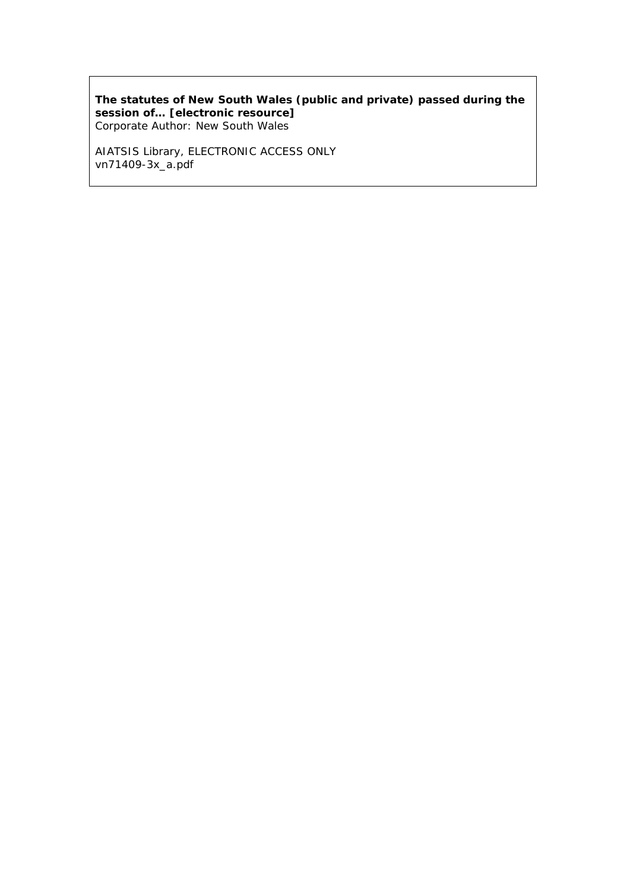**The statutes of New South Wales (public and private) passed during the session of… [electronic resource]**
Corporate Author: New South Wales

AIATSIS Library, ELECTRONIC ACCESS ONLY
vn71409-3x_a.pdf